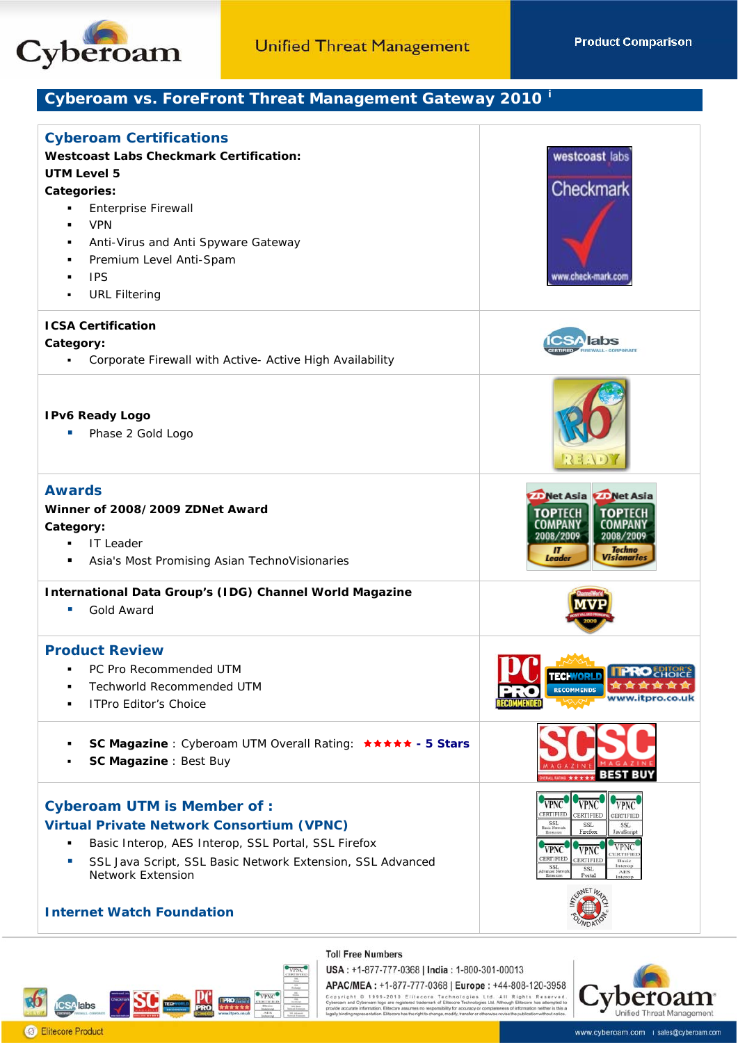# Cyberoam vs. ForeFront Threat Management Gateway 2010 [i]

## Cyberoam Certifications

**Westcoast Labs Checkmark Certification:**

**UTM Level 5**

**Categories:**

- Enterprise Firewall
- VPN
- Anti-Virus and Anti Spyware Gateway
- Premium Level Anti-Spam
- IPS
- URL Filtering

**ICSA Certification**

**Category:**

- Corporate Firewall with Active- Active High Availability

**IPv6 Ready Logo**

- Phase 2 Gold Logo

## Awards

**Winner of 2008/2009 ZDNet Award**

**Category:**

- IT Leader
- Asia's Most Promising Asian TechnoVisionaries

**International Data Group's (IDG) Channel World Magazine**

- Gold Award

## Product Review

- PC Pro Recommended UTM
- Techworld Recommended UTM
- ITPro Editor's Choice

- **SC Magazine** : Cyberoam UTM Overall Rating: ★★★★★ - 5 Stars
- **SC Magazine** : Best Buy

## Cyberoam UTM is Member of :

### Virtual Private Network Consortium (VPNC)

- Basic Interop, AES Interop, SSL Portal, SSL Firefox
- SSL Java Script, SSL Basic Network Extension, SSL Advanced Network Extension

### Internet Watch Foundation

Toll Free Numbers

**USA** : +1-877-777-0368 | **India** : 1-800-301-00013

**APAC/MEA** : +1-877-777-0368 | **Europe** : +44-808-120-3958

Copyright © 1999-2010 Elitecore Technologies Ltd. All Rights Reserved. Cyberoam and Cyberoam logo are registered trademark of Elitecore Technologies Ltd. Although Elitecore has attempted to provide accurate information, Elitecore assumes no responsibility for accuracy or completeness of information neither is this a legally binding representation. Elitecore has the right to change, modify, transfer or otherwise revise the publication without notice.

Elitecore Product

www.cyberoam.com | sales@cyberoam.com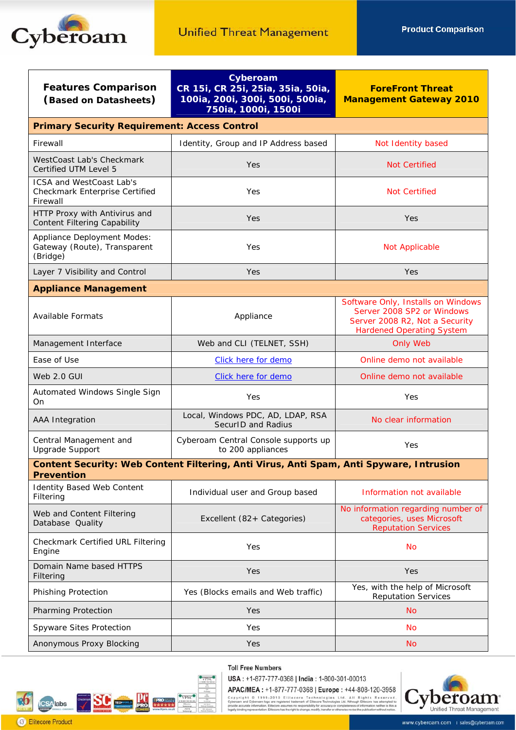| Features Comparison (Based on Datasheets) | Cyberoam CR 15i, CR 25i, 25ia, 35ia, 50ia, 100ia, 200i, 300i, 500i, 500ia, 750ia, 1000i, 1500i | ForeFront Threat Management Gateway 2010 |
|---|---|---|
| **Primary Security Requirement: Access Control** | | |
| Firewall | Identity, Group and IP Address based | Not Identity based |
| WestCoast Lab's Checkmark Certified UTM Level 5 | Yes | Not Certified |
| ICSA and WestCoast Lab's Checkmark Enterprise Certified Firewall | Yes | Not Certified |
| HTTP Proxy with Antivirus and Content Filtering Capability | Yes | Yes |
| Appliance Deployment Modes: Gateway (Route), Transparent (Bridge) | Yes | Not Applicable |
| Layer 7 Visibility and Control | Yes | Yes |
| **Appliance Management** | | |
| Available Formats | Appliance | Software Only, Installs on Windows Server 2008 SP2 or Windows Server 2008 R2, Not a Security Hardened Operating System |
| Management Interface | Web and CLI (TELNET, SSH) | Only Web |
| Ease of Use | Click here for demo | Online demo not available |
| Web 2.0 GUI | Click here for demo | Online demo not available |
| Automated Windows Single Sign On | Yes | Yes |
| AAA Integration | Local, Windows PDC, AD, LDAP, RSA SecurID and Radius | No clear information |
| Central Management and Upgrade Support | Cyberoam Central Console supports up to 200 appliances | Yes |
| **Content Security: Web Content Filtering, Anti Virus, Anti Spam, Anti Spyware, Intrusion Prevention** | | |
| Identity Based Web Content Filtering | Individual user and Group based | Information not available |
| Web and Content Filtering Database Quality | Excellent (82+ Categories) | No information regarding number of categories, uses Microsoft Reputation Services |
| Checkmark Certified URL Filtering Engine | Yes | No |
| Domain Name based HTTPS Filtering | Yes | Yes |
| Phishing Protection | Yes (Blocks emails and Web traffic) | Yes, with the help of Microsoft Reputation Services |
| Pharming Protection | Yes | No |
| Spyware Sites Protection | Yes | No |
| Anonymous Proxy Blocking | Yes | No |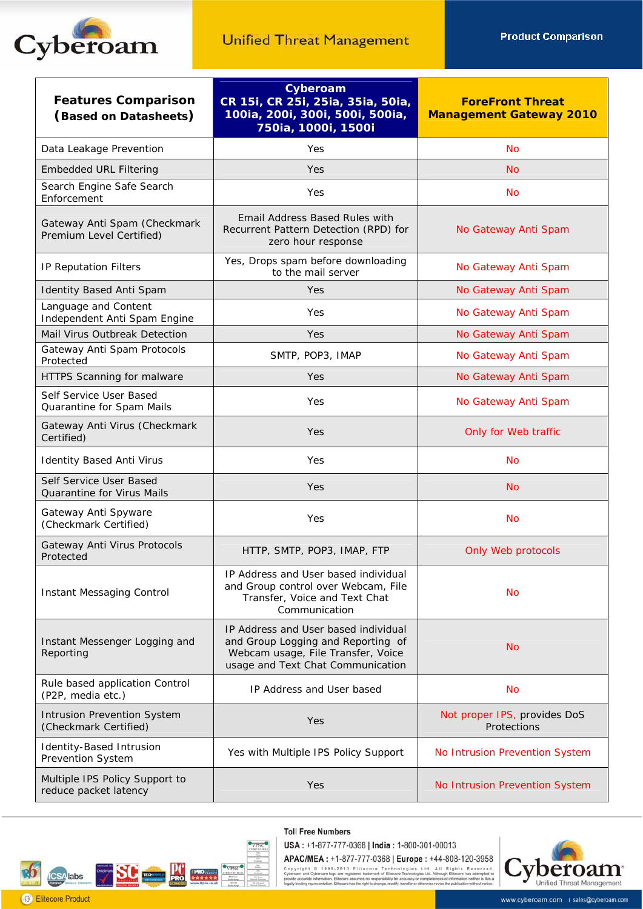| Features Comparison (Based on Datasheets) | Cyberoam CR 15i, CR 25i, 25ia, 35ia, 50ia, 100ia, 200i, 300i, 500i, 500ia, 750ia, 1000i, 1500i | ForeFront Threat Management Gateway 2010 |
|---|---|---|
| Data Leakage Prevention | Yes | No |
| Embedded URL Filtering | Yes | No |
| Search Engine Safe Search Enforcement | Yes | No |
| Gateway Anti Spam (Checkmark Premium Level Certified) | Email Address Based Rules with Recurrent Pattern Detection (RPD) for zero hour response | No Gateway Anti Spam |
| IP Reputation Filters | Yes, Drops spam before downloading to the mail server | No Gateway Anti Spam |
| Identity Based Anti Spam | Yes | No Gateway Anti Spam |
| Language and Content Independent Anti Spam Engine | Yes | No Gateway Anti Spam |
| Mail Virus Outbreak Detection | Yes | No Gateway Anti Spam |
| Gateway Anti Spam Protocols Protected | SMTP, POP3, IMAP | No Gateway Anti Spam |
| HTTPS Scanning for malware | Yes | No Gateway Anti Spam |
| Self Service User Based Quarantine for Spam Mails | Yes | No Gateway Anti Spam |
| Gateway Anti Virus (Checkmark Certified) | Yes | Only for Web traffic |
| Identity Based Anti Virus | Yes | No |
| Self Service User Based Quarantine for Virus Mails | Yes | No |
| Gateway Anti Spyware (Checkmark Certified) | Yes | No |
| Gateway Anti Virus Protocols Protected | HTTP, SMTP, POP3, IMAP, FTP | Only Web protocols |
| Instant Messaging Control | IP Address and User based individual and Group control over Webcam, File Transfer, Voice and Text Chat Communication | No |
| Instant Messenger Logging and Reporting | IP Address and User based individual and Group Logging and Reporting of Webcam usage, File Transfer, Voice usage and Text Chat Communication | No |
| Rule based application Control (P2P, media etc.) | IP Address and User based | No |
| Intrusion Prevention System (Checkmark Certified) | Yes | Not proper IPS, provides DoS Protections |
| Identity-Based Intrusion Prevention System | Yes with Multiple IPS Policy Support | No Intrusion Prevention System |
| Multiple IPS Policy Support to reduce packet latency | Yes | No Intrusion Prevention System |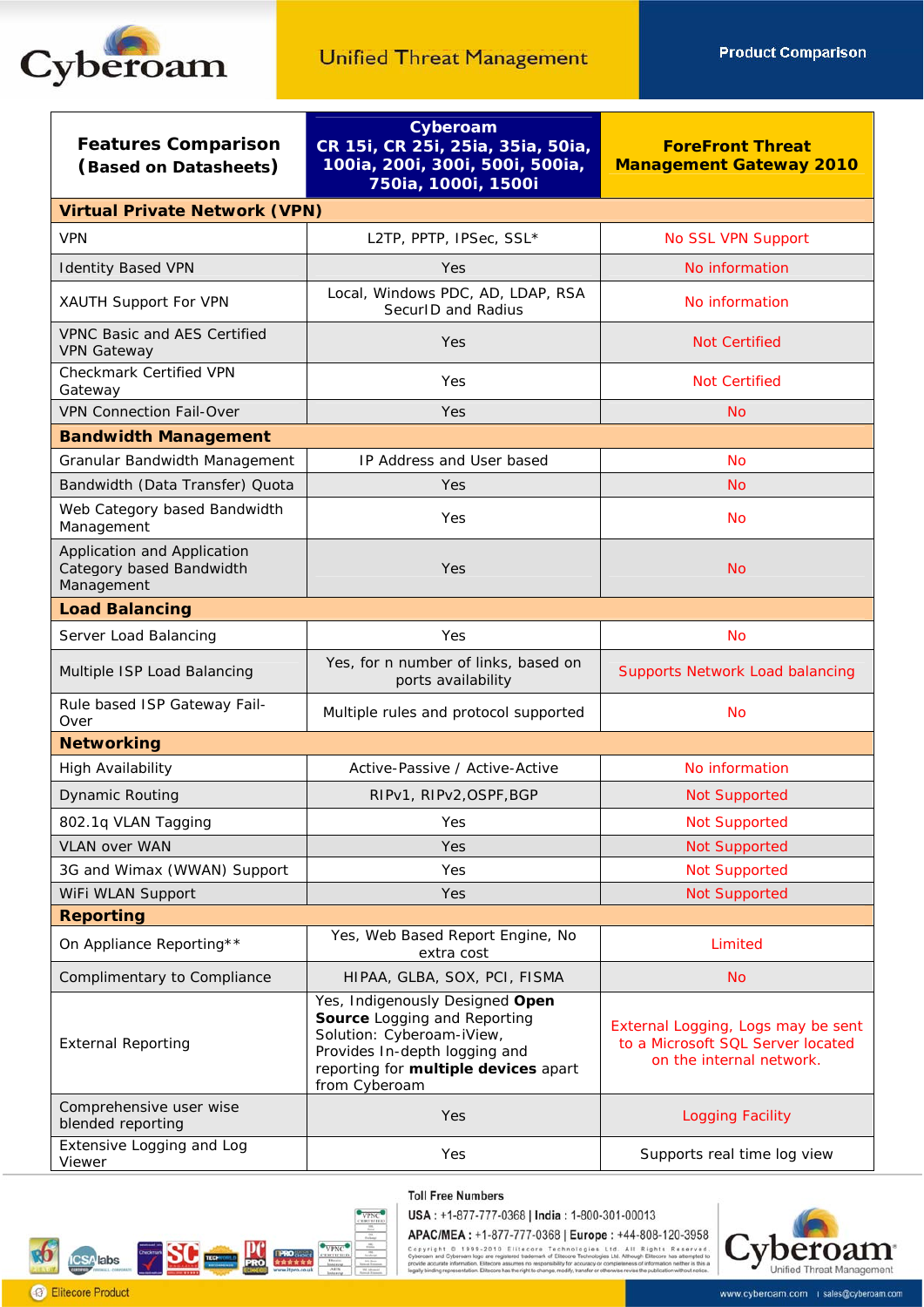| Features Comparison (Based on Datasheets) | Cyberoam CR 15i, CR 25i, 25ia, 35ia, 50ia, 100ia, 200i, 300i, 500i, 500ia, 750ia, 1000i, 1500i | ForeFront Threat Management Gateway 2010 |
|---|---|---|
| **Virtual Private Network (VPN)** | | |
| VPN | L2TP, PPTP, IPSec, SSL* | No SSL VPN Support |
| Identity Based VPN | Yes | No information |
| XAUTH Support For VPN | Local, Windows PDC, AD, LDAP, RSA SecurID and Radius | No information |
| VPNC Basic and AES Certified VPN Gateway | Yes | Not Certified |
| Checkmark Certified VPN Gateway | Yes | Not Certified |
| VPN Connection Fail-Over | Yes | No |
| **Bandwidth Management** | | |
| Granular Bandwidth Management | IP Address and User based | No |
| Bandwidth (Data Transfer) Quota | Yes | No |
| Web Category based Bandwidth Management | Yes | No |
| Application and Application Category based Bandwidth Management | Yes | No |
| **Load Balancing** | | |
| Server Load Balancing | Yes | No |
| Multiple ISP Load Balancing | Yes, for n number of links, based on ports availability | Supports Network Load balancing |
| Rule based ISP Gateway Fail-Over | Multiple rules and protocol supported | No |
| **Networking** | | |
| High Availability | Active-Passive / Active-Active | No information |
| Dynamic Routing | RIPv1, RIPv2,OSPF,BGP | Not Supported |
| 802.1q VLAN Tagging | Yes | Not Supported |
| VLAN over WAN | Yes | Not Supported |
| 3G and Wimax (WWAN) Support | Yes | Not Supported |
| WiFi WLAN Support | Yes | Not Supported |
| **Reporting** | | |
| On Appliance Reporting** | Yes, Web Based Report Engine, No extra cost | Limited |
| Complimentary to Compliance | HIPAA, GLBA, SOX, PCI, FISMA | No |
| External Reporting | Yes, Indigenously Designed **Open Source** Logging and Reporting Solution: Cyberoam-iView, Provides In-depth logging and reporting for **multiple devices** apart from Cyberoam | External Logging, Logs may be sent to a Microsoft SQL Server located on the internal network. |
| Comprehensive user wise blended reporting | Yes | Logging Facility |
| Extensive Logging and Log Viewer | Yes | Supports real time log view |

Toll Free Numbers

USA : +1-877-777-0368 | India : 1-800-301-00013

APAC/MEA : +1-877-777-0368 | Europe : +44-808-120-3958

Copyright © 1999-2010 Elitecore Technologies Ltd. All Rights Reserved. Cyberoam and Cyberoam logo are registered trademark of Elitecore Technologies Ltd. Although Elitecore has attempted to provide accurate information, Elitecore assumes no responsibility for accuracy or completeness of information neither is this a legally binding representation. Elitecore has the right to change, modify, transfer or otherwise revise the publication without notice.

Elitecore Product

www.cyberoam.com | sales@cyberoam.com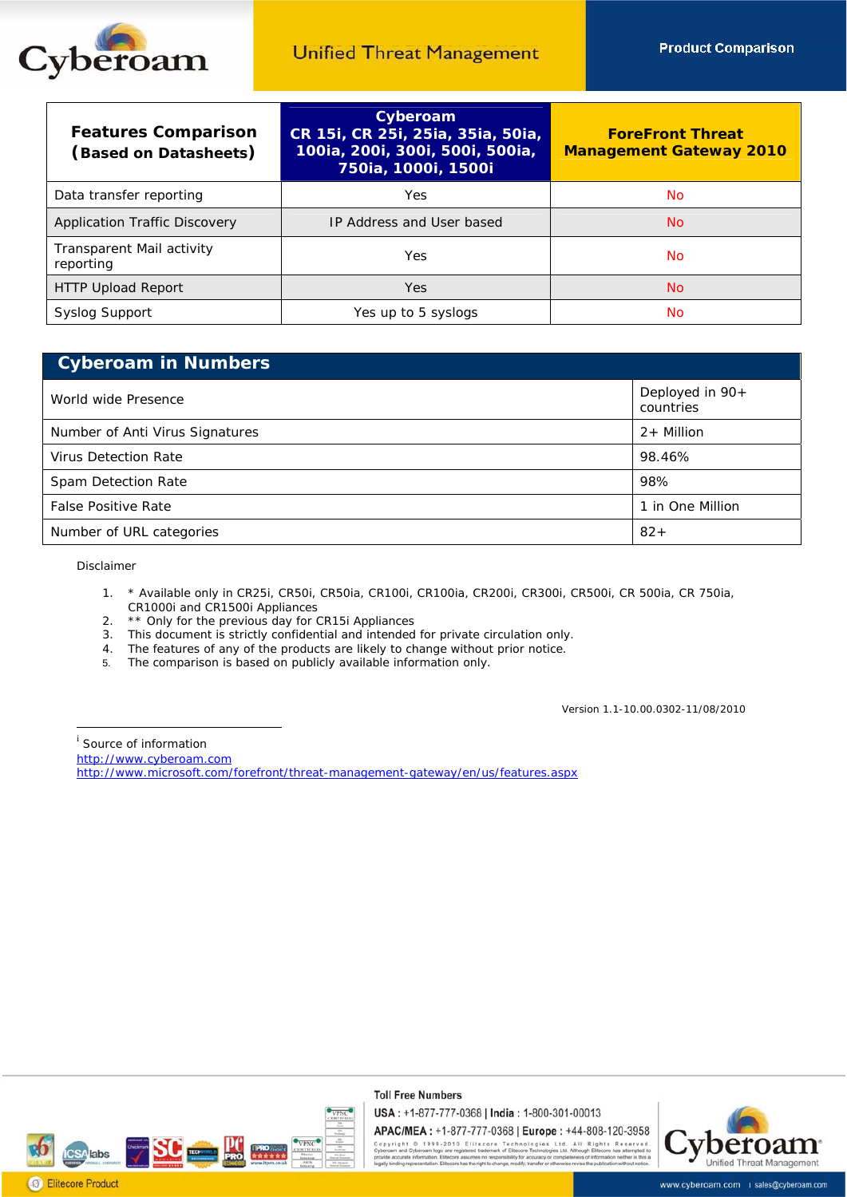| Features Comparison (Based on Datasheets) | Cyberoam CR 15i, CR 25i, 25ia, 35ia, 50ia, 100ia, 200i, 300i, 500i, 500ia, 750ia, 1000i, 1500i | ForeFront Threat Management Gateway 2010 |
|---|---|---|
| Data transfer reporting | Yes | No |
| Application Traffic Discovery | IP Address and User based | No |
| Transparent Mail activity reporting | Yes | No |
| HTTP Upload Report | Yes | No |
| Syslog Support | Yes up to 5 syslogs | No |

## Cyberoam in Numbers

| | |
|---|---|
| World wide Presence | Deployed in 90+ countries |
| Number of Anti Virus Signatures | 2+ Million |
| Virus Detection Rate | 98.46% |
| Spam Detection Rate | 98% |
| False Positive Rate | 1 in One Million |
| Number of URL categories | 82+ |

Disclaimer

1. * Available only in CR25i, CR50i, CR50ia, CR100i, CR100ia, CR200i, CR300i, CR500i, CR 500ia, CR 750ia, CR1000i and CR1500i Appliances
2. ** Only for the previous day for CR15i Appliances
3. This document is strictly confidential and intended for private circulation only.
4. The features of any of the products are likely to change without prior notice.
5. The comparison is based on publicly available information only.

Version 1.1-10.00.0302-11/08/2010

---

[i] Source of information
http://www.cyberoam.com
http://www.microsoft.com/forefront/threat-management-gateway/en/us/features.aspx

Toll Free Numbers

USA : +1-877-777-0368 | India : 1-800-301-00013

APAC/MEA : +1-877-777-0368 | Europe : +44-808-120-3958

Copyright © 1999-2010 Elitecore Technologies Ltd. All Rights Reserved. Cyberoam and Cyberoam logo are registered trademark of Elitecore Technologies Ltd. Although Elitecore has attempted to provide accurate information, Elitecore assumes no responsibility for accuracy or completeness of information neither is this a legally binding representation. Elitecore has the right to change, modify, transfer or otherwise revise the publication without notice.

Elitecore Product

www.cyberoam.com | sales@cyberoam.com